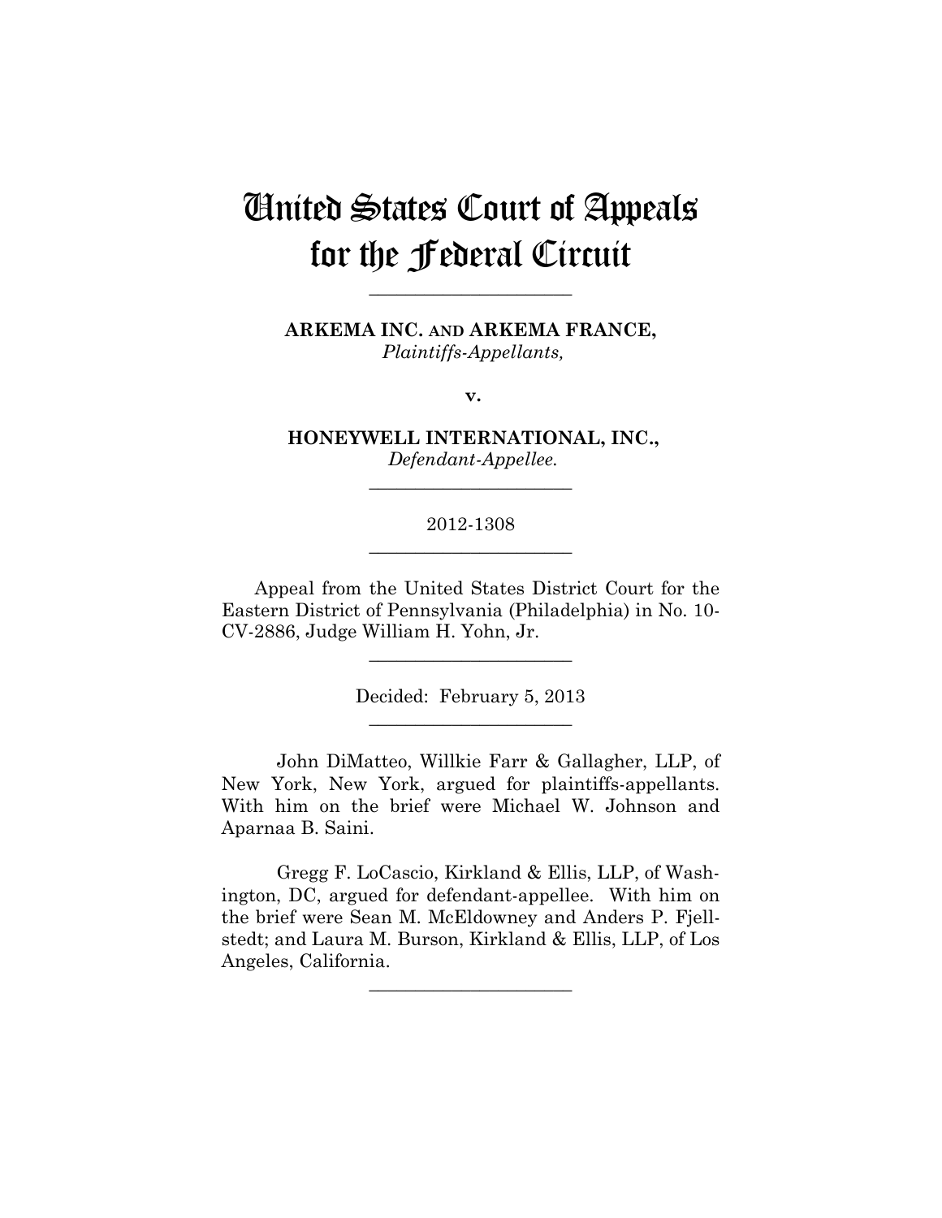# United States Court of Appeals for the Federal Circuit

---

**ARKEMA INC. AND ARKEMA FRANCE,**
*Plaintiffs-Appellants,*

**v.**

**HONEYWELL INTERNATIONAL, INC.,**
*Defendant-Appellee.*

---

2012-1308

---

Appeal from the United States District Court for the Eastern District of Pennsylvania (Philadelphia) in No. 10-CV-2886, Judge William H. Yohn, Jr.

---

Decided: February 5, 2013

---

John DiMatteo, Willkie Farr & Gallagher, LLP, of New York, New York, argued for plaintiffs-appellants. With him on the brief were Michael W. Johnson and Aparnaa B. Saini.

Gregg F. LoCascio, Kirkland & Ellis, LLP, of Washington, DC, argued for defendant-appellee. With him on the brief were Sean M. McEldowney and Anders P. Fjellstedt; and Laura M. Burson, Kirkland & Ellis, LLP, of Los Angeles, California.

---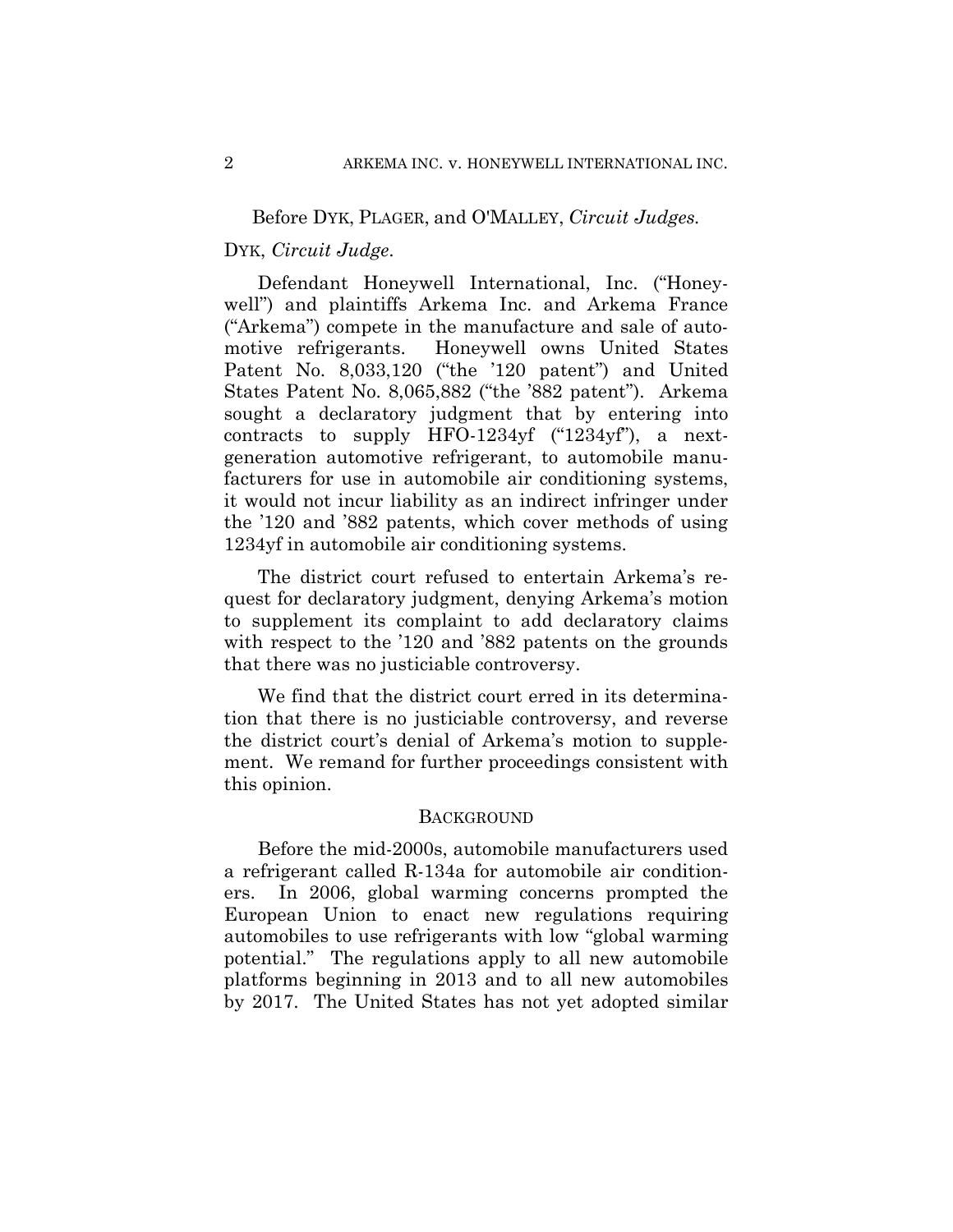Before DYK, PLAGER, and O'MALLEY, *Circuit Judges.*

DYK, *Circuit Judge*.

Defendant Honeywell International, Inc. ("Honeywell") and plaintiffs Arkema Inc. and Arkema France ("Arkema") compete in the manufacture and sale of automotive refrigerants. Honeywell owns United States Patent No. 8,033,120 ("the '120 patent") and United States Patent No. 8,065,882 ("the '882 patent"). Arkema sought a declaratory judgment that by entering into contracts to supply HFO-1234yf ("1234yf"), a next-generation automotive refrigerant, to automobile manufacturers for use in automobile air conditioning systems, it would not incur liability as an indirect infringer under the '120 and '882 patents, which cover methods of using 1234yf in automobile air conditioning systems.

The district court refused to entertain Arkema's request for declaratory judgment, denying Arkema's motion to supplement its complaint to add declaratory claims with respect to the '120 and '882 patents on the grounds that there was no justiciable controversy.

We find that the district court erred in its determination that there is no justiciable controversy, and reverse the district court's denial of Arkema's motion to supplement. We remand for further proceedings consistent with this opinion.

## BACKGROUND

Before the mid-2000s, automobile manufacturers used a refrigerant called R-134a for automobile air conditioners. In 2006, global warming concerns prompted the European Union to enact new regulations requiring automobiles to use refrigerants with low "global warming potential." The regulations apply to all new automobile platforms beginning in 2013 and to all new automobiles by 2017. The United States has not yet adopted similar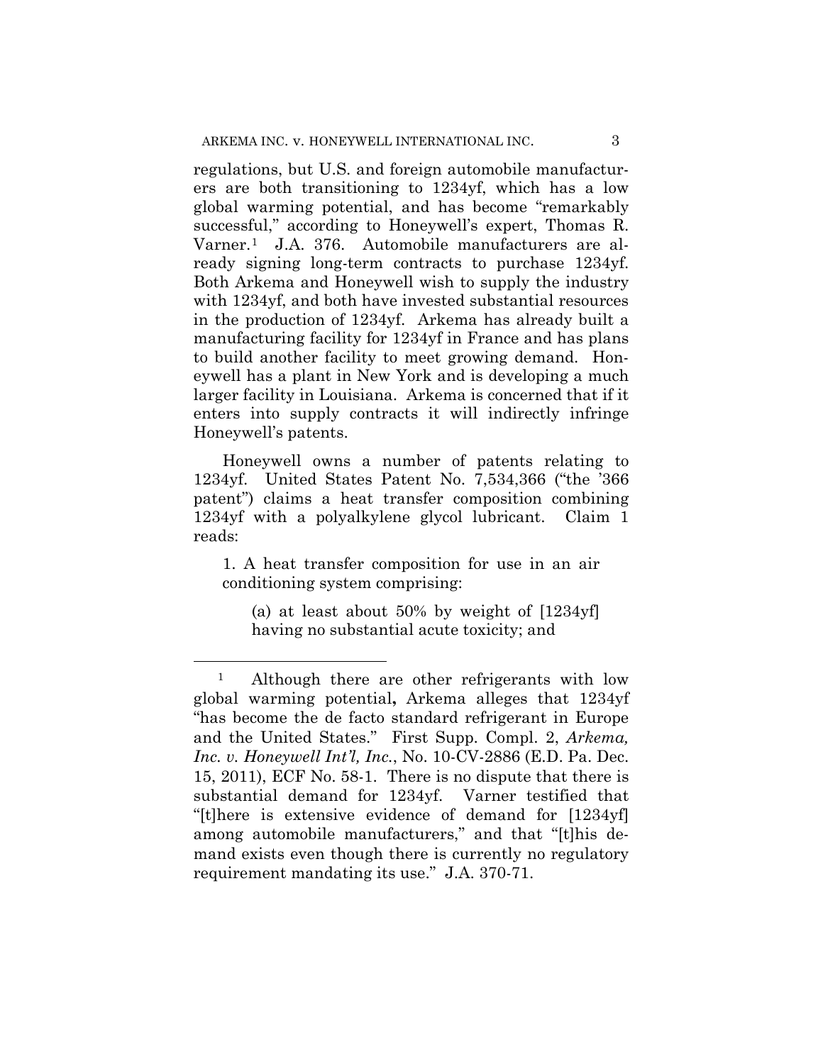regulations, but U.S. and foreign automobile manufacturers are both transitioning to 1234yf, which has a low global warming potential, and has become "remarkably successful," according to Honeywell's expert, Thomas R. Varner.[1] J.A. 376. Automobile manufacturers are already signing long-term contracts to purchase 1234yf. Both Arkema and Honeywell wish to supply the industry with 1234yf, and both have invested substantial resources in the production of 1234yf. Arkema has already built a manufacturing facility for 1234yf in France and has plans to build another facility to meet growing demand. Honeywell has a plant in New York and is developing a much larger facility in Louisiana. Arkema is concerned that if it enters into supply contracts it will indirectly infringe Honeywell's patents.

Honeywell owns a number of patents relating to 1234yf. United States Patent No. 7,534,366 ("the '366 patent") claims a heat transfer composition combining 1234yf with a polyalkylene glycol lubricant. Claim 1 reads:

> 1. A heat transfer composition for use in an air conditioning system comprising:
>
> > (a) at least about 50% by weight of [1234yf] having no substantial acute toxicity; and

---

[1] Although there are other refrigerants with low global warming potential**,** Arkema alleges that 1234yf "has become the de facto standard refrigerant in Europe and the United States." First Supp. Compl. 2, *Arkema, Inc. v. Honeywell Int'l, Inc.*, No. 10-CV-2886 (E.D. Pa. Dec. 15, 2011), ECF No. 58-1. There is no dispute that there is substantial demand for 1234yf. Varner testified that "[t]here is extensive evidence of demand for [1234yf] among automobile manufacturers," and that "[t]his demand exists even though there is currently no regulatory requirement mandating its use." J.A. 370-71.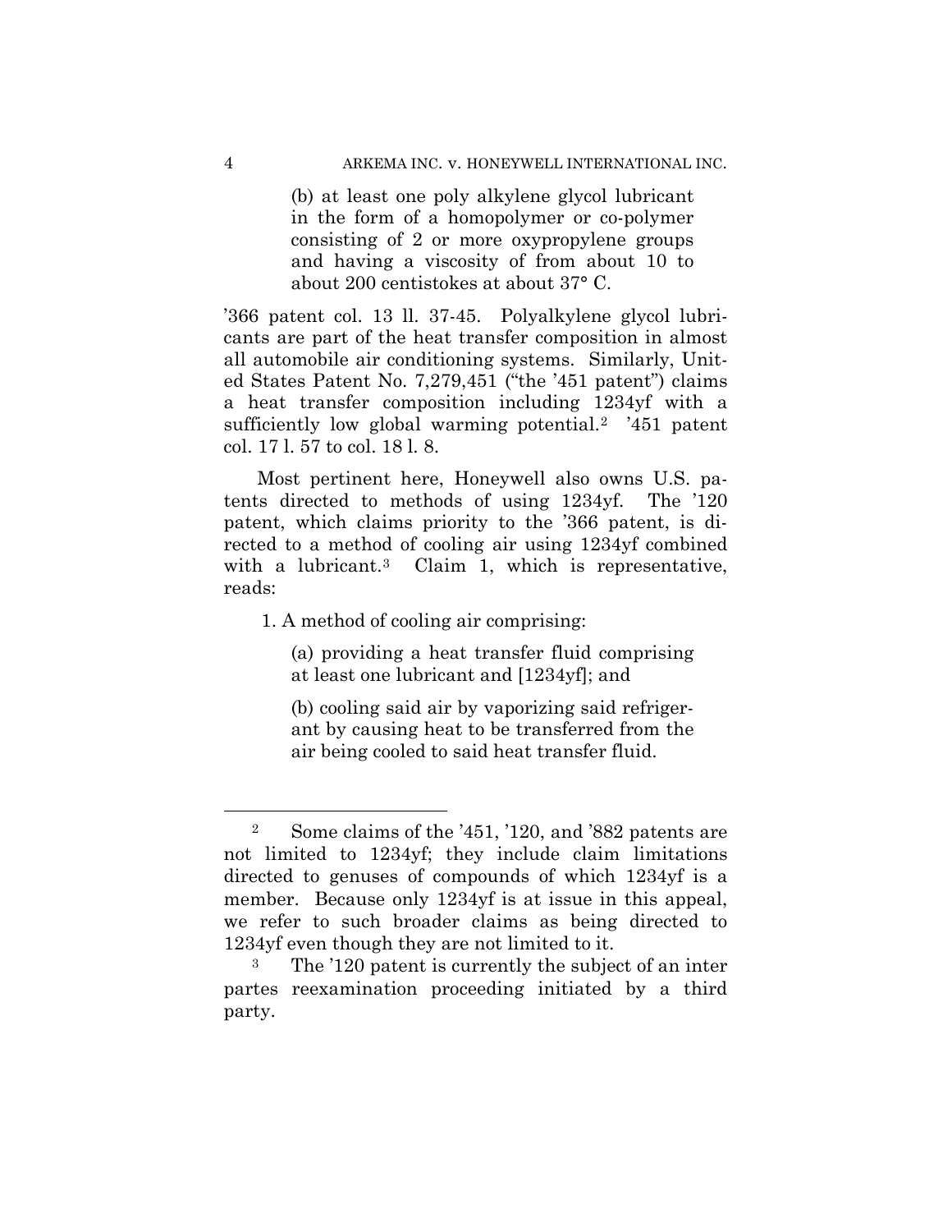> (b) at least one poly alkylene glycol lubricant in the form of a homopolymer or co-polymer consisting of 2 or more oxypropylene groups and having a viscosity of from about 10 to about 200 centistokes at about 37° C.

'366 patent col. 13 ll. 37-45. Polyalkylene glycol lubricants are part of the heat transfer composition in almost all automobile air conditioning systems. Similarly, United States Patent No. 7,279,451 ("the '451 patent") claims a heat transfer composition including 1234yf with a sufficiently low global warming potential.[2] '451 patent col. 17 l. 57 to col. 18 l. 8.

Most pertinent here, Honeywell also owns U.S. patents directed to methods of using 1234yf. The '120 patent, which claims priority to the '366 patent, is directed to a method of cooling air using 1234yf combined with a lubricant.[3] Claim 1, which is representative, reads:

> 1. A method of cooling air comprising:
>
> > (a) providing a heat transfer fluid comprising at least one lubricant and [1234yf]; and
> >
> > (b) cooling said air by vaporizing said refrigerant by causing heat to be transferred from the air being cooled to said heat transfer fluid.

---

[2] Some claims of the '451, '120, and '882 patents are not limited to 1234yf; they include claim limitations directed to genuses of compounds of which 1234yf is a member. Because only 1234yf is at issue in this appeal, we refer to such broader claims as being directed to 1234yf even though they are not limited to it.

[3] The '120 patent is currently the subject of an inter partes reexamination proceeding initiated by a third party.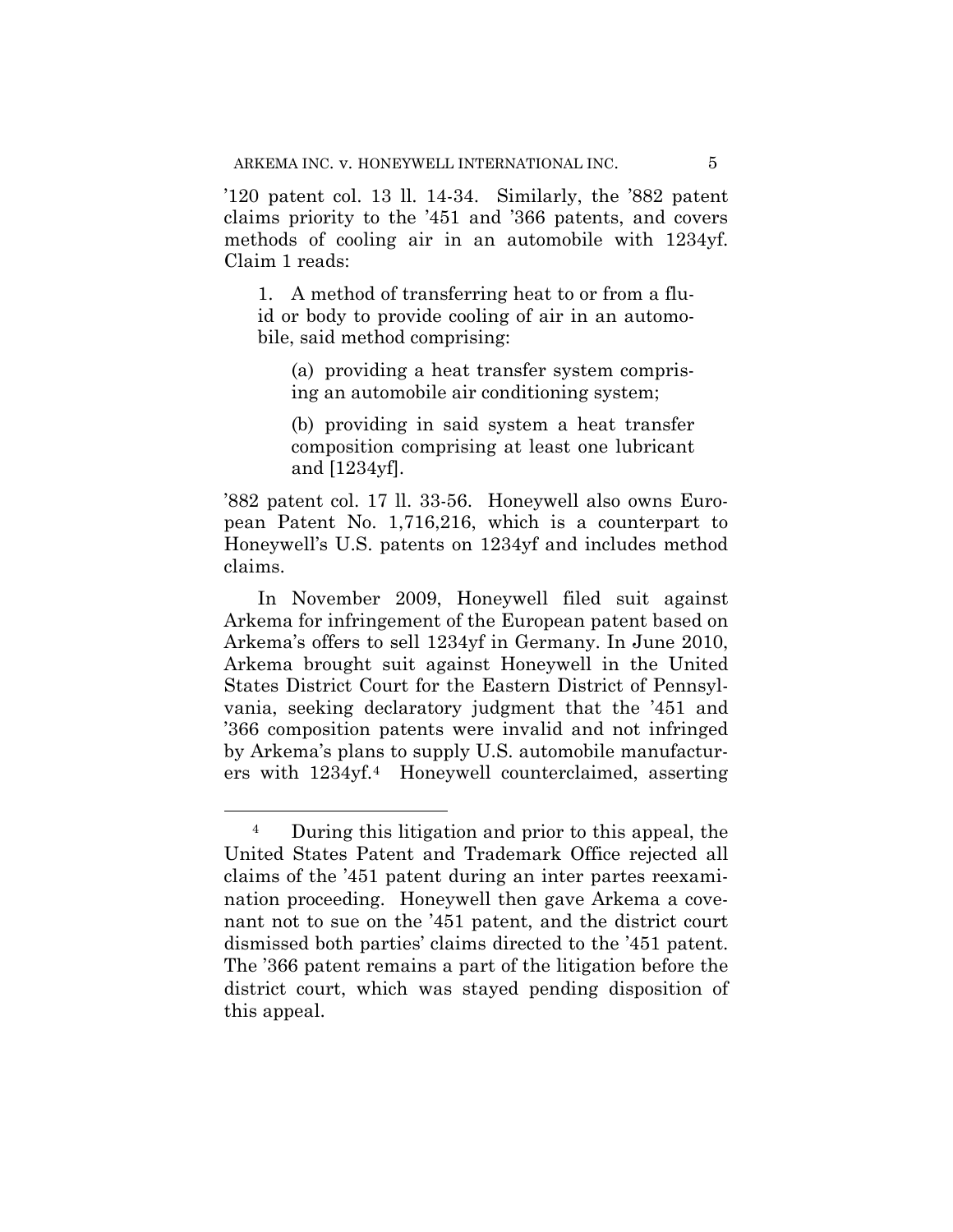'120 patent col. 13 ll. 14-34. Similarly, the '882 patent claims priority to the '451 and '366 patents, and covers methods of cooling air in an automobile with 1234yf. Claim 1 reads:

> 1. A method of transferring heat to or from a fluid or body to provide cooling of air in an automobile, said method comprising:
>
> > (a) providing a heat transfer system comprising an automobile air conditioning system;
> >
> > (b) providing in said system a heat transfer composition comprising at least one lubricant and [1234yf].

'882 patent col. 17 ll. 33-56. Honeywell also owns European Patent No. 1,716,216, which is a counterpart to Honeywell's U.S. patents on 1234yf and includes method claims.

In November 2009, Honeywell filed suit against Arkema for infringement of the European patent based on Arkema's offers to sell 1234yf in Germany. In June 2010, Arkema brought suit against Honeywell in the United States District Court for the Eastern District of Pennsylvania, seeking declaratory judgment that the '451 and '366 composition patents were invalid and not infringed by Arkema's plans to supply U.S. automobile manufacturers with 1234yf.[4] Honeywell counterclaimed, asserting

---

[4] During this litigation and prior to this appeal, the United States Patent and Trademark Office rejected all claims of the '451 patent during an inter partes reexamination proceeding. Honeywell then gave Arkema a covenant not to sue on the '451 patent, and the district court dismissed both parties' claims directed to the '451 patent. The '366 patent remains a part of the litigation before the district court, which was stayed pending disposition of this appeal.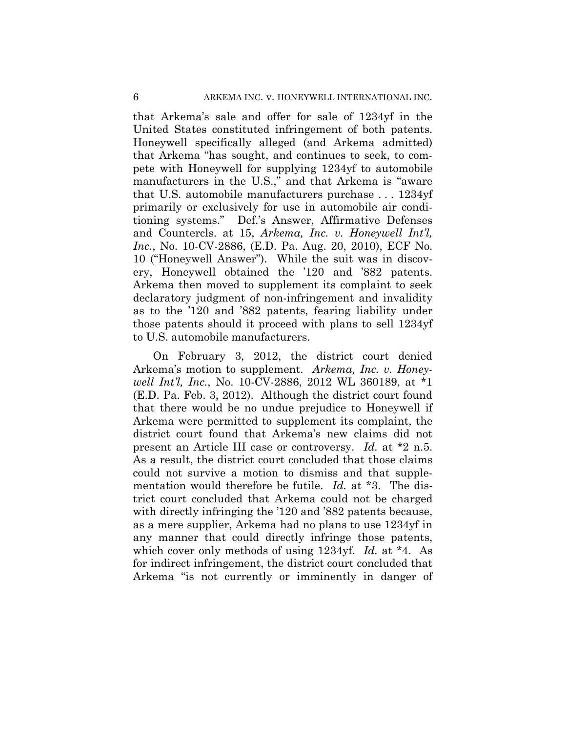that Arkema's sale and offer for sale of 1234yf in the United States constituted infringement of both patents. Honeywell specifically alleged (and Arkema admitted) that Arkema "has sought, and continues to seek, to compete with Honeywell for supplying 1234yf to automobile manufacturers in the U.S.," and that Arkema is "aware that U.S. automobile manufacturers purchase . . . 1234yf primarily or exclusively for use in automobile air conditioning systems." Def.'s Answer, Affirmative Defenses and Countercls. at 15, *Arkema, Inc. v. Honeywell Int'l, Inc.*, No. 10-CV-2886, (E.D. Pa. Aug. 20, 2010), ECF No. 10 ("Honeywell Answer"). While the suit was in discovery, Honeywell obtained the '120 and '882 patents. Arkema then moved to supplement its complaint to seek declaratory judgment of non-infringement and invalidity as to the '120 and '882 patents, fearing liability under those patents should it proceed with plans to sell 1234yf to U.S. automobile manufacturers.

On February 3, 2012, the district court denied Arkema's motion to supplement. *Arkema, Inc. v. Honeywell Int'l, Inc.*, No. 10-CV-2886, 2012 WL 360189, at *1 (E.D. Pa. Feb. 3, 2012). Although the district court found that there would be no undue prejudice to Honeywell if Arkema were permitted to supplement its complaint, the district court found that Arkema's new claims did not present an Article III case or controversy. *Id.* at *2 n.5. As a result, the district court concluded that those claims could not survive a motion to dismiss and that supplementation would therefore be futile. *Id.* at *3. The district court concluded that Arkema could not be charged with directly infringing the '120 and '882 patents because, as a mere supplier, Arkema had no plans to use 1234yf in any manner that could directly infringe those patents, which cover only methods of using 1234yf. *Id.* at *4. As for indirect infringement, the district court concluded that Arkema "is not currently or imminently in danger of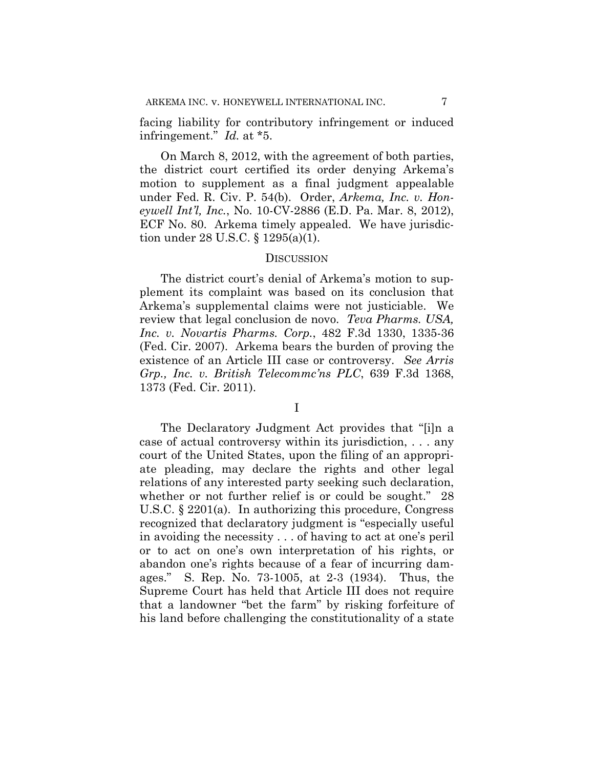facing liability for contributory infringement or induced infringement." *Id.* at *5.

On March 8, 2012, with the agreement of both parties, the district court certified its order denying Arkema's motion to supplement as a final judgment appealable under Fed. R. Civ. P. 54(b). Order, *Arkema, Inc. v. Honeywell Int'l, Inc.*, No. 10-CV-2886 (E.D. Pa. Mar. 8, 2012), ECF No. 80. Arkema timely appealed. We have jurisdiction under 28 U.S.C. § 1295(a)(1).

## DISCUSSION

The district court's denial of Arkema's motion to supplement its complaint was based on its conclusion that Arkema's supplemental claims were not justiciable. We review that legal conclusion de novo. *Teva Pharms. USA, Inc. v. Novartis Pharms. Corp.*, 482 F.3d 1330, 1335-36 (Fed. Cir. 2007). Arkema bears the burden of proving the existence of an Article III case or controversy. *See Arris Grp., Inc. v. British Telecommc'ns PLC*, 639 F.3d 1368, 1373 (Fed. Cir. 2011).

### I

The Declaratory Judgment Act provides that "[i]n a case of actual controversy within its jurisdiction, . . . any court of the United States, upon the filing of an appropriate pleading, may declare the rights and other legal relations of any interested party seeking such declaration, whether or not further relief is or could be sought." 28 U.S.C. § 2201(a). In authorizing this procedure, Congress recognized that declaratory judgment is "especially useful in avoiding the necessity . . . of having to act at one's peril or to act on one's own interpretation of his rights, or abandon one's rights because of a fear of incurring damages." S. Rep. No. 73-1005, at 2-3 (1934). Thus, the Supreme Court has held that Article III does not require that a landowner "bet the farm" by risking forfeiture of his land before challenging the constitutionality of a state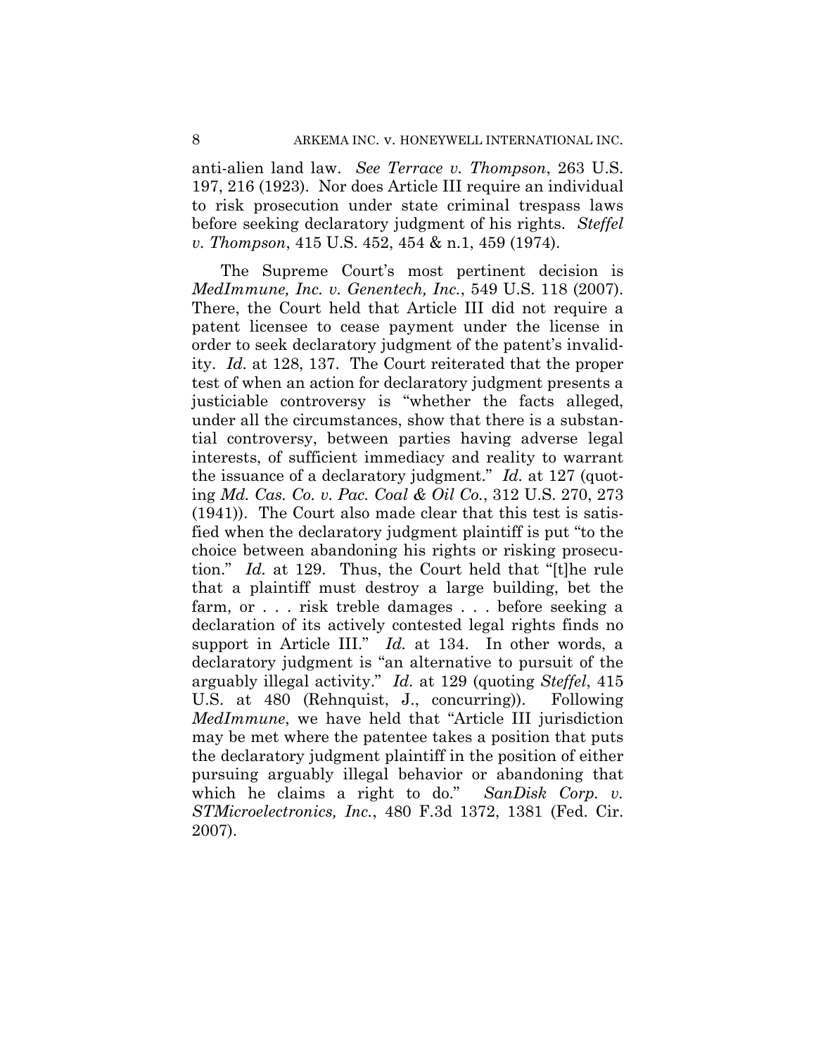anti-alien land law. *See Terrace v. Thompson*, 263 U.S. 197, 216 (1923). Nor does Article III require an individual to risk prosecution under state criminal trespass laws before seeking declaratory judgment of his rights. *Steffel v. Thompson*, 415 U.S. 452, 454 & n.1, 459 (1974).

The Supreme Court's most pertinent decision is *MedImmune, Inc. v. Genentech, Inc.*, 549 U.S. 118 (2007). There, the Court held that Article III did not require a patent licensee to cease payment under the license in order to seek declaratory judgment of the patent's invalidity. *Id.* at 128, 137. The Court reiterated that the proper test of when an action for declaratory judgment presents a justiciable controversy is "whether the facts alleged, under all the circumstances, show that there is a substantial controversy, between parties having adverse legal interests, of sufficient immediacy and reality to warrant the issuance of a declaratory judgment." *Id.* at 127 (quoting *Md. Cas. Co. v. Pac. Coal & Oil Co.*, 312 U.S. 270, 273 (1941)). The Court also made clear that this test is satisfied when the declaratory judgment plaintiff is put "to the choice between abandoning his rights or risking prosecution." *Id.* at 129. Thus, the Court held that "[t]he rule that a plaintiff must destroy a large building, bet the farm, or . . . risk treble damages . . . before seeking a declaration of its actively contested legal rights finds no support in Article III." *Id.* at 134. In other words, a declaratory judgment is "an alternative to pursuit of the arguably illegal activity." *Id.* at 129 (quoting *Steffel*, 415 U.S. at 480 (Rehnquist, J., concurring)). Following *MedImmune*, we have held that "Article III jurisdiction may be met where the patentee takes a position that puts the declaratory judgment plaintiff in the position of either pursuing arguably illegal behavior or abandoning that which he claims a right to do." *SanDisk Corp. v. STMicroelectronics, Inc.*, 480 F.3d 1372, 1381 (Fed. Cir. 2007).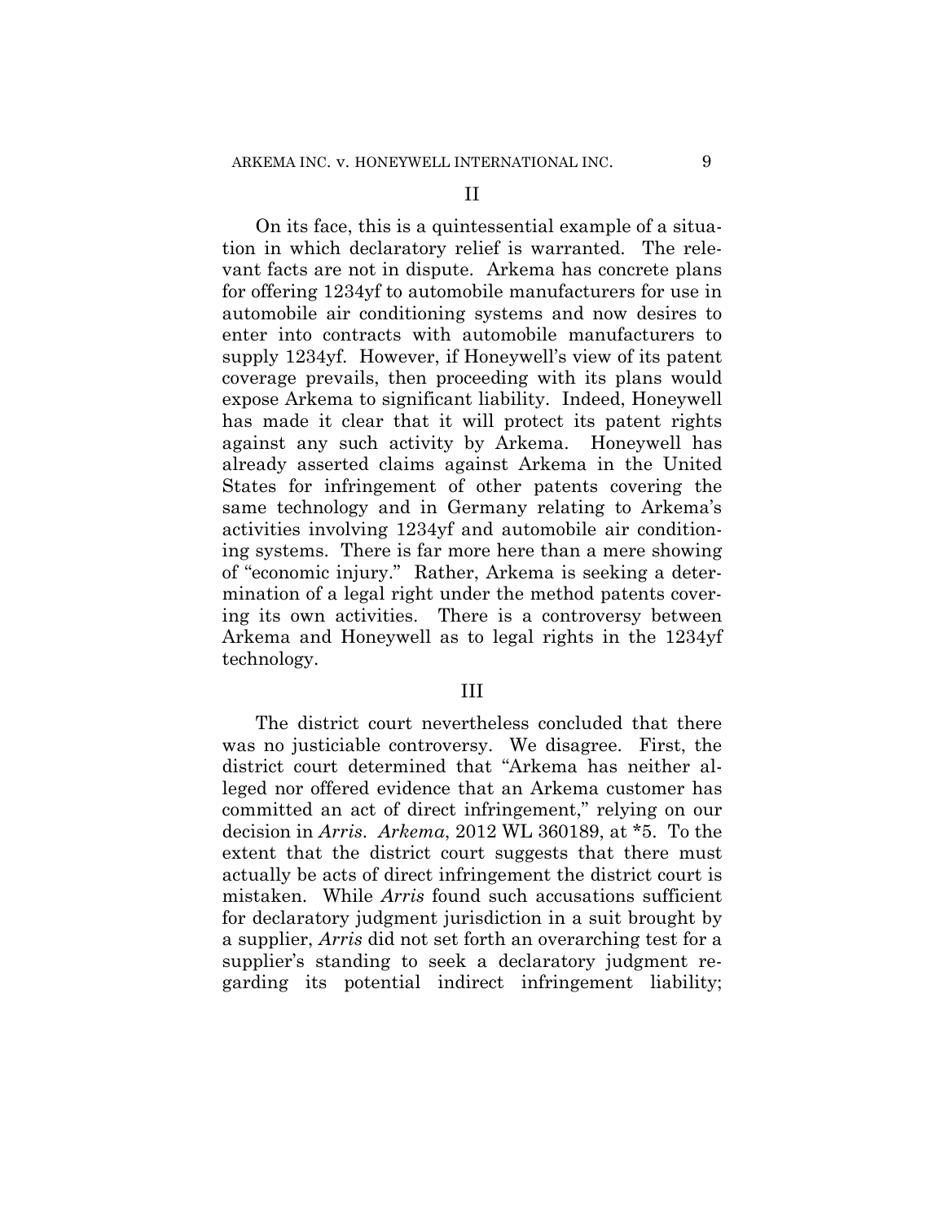## II

On its face, this is a quintessential example of a situation in which declaratory relief is warranted. The relevant facts are not in dispute. Arkema has concrete plans for offering 1234yf to automobile manufacturers for use in automobile air conditioning systems and now desires to enter into contracts with automobile manufacturers to supply 1234yf. However, if Honeywell's view of its patent coverage prevails, then proceeding with its plans would expose Arkema to significant liability. Indeed, Honeywell has made it clear that it will protect its patent rights against any such activity by Arkema. Honeywell has already asserted claims against Arkema in the United States for infringement of other patents covering the same technology and in Germany relating to Arkema's activities involving 1234yf and automobile air conditioning systems. There is far more here than a mere showing of "economic injury." Rather, Arkema is seeking a determination of a legal right under the method patents covering its own activities. There is a controversy between Arkema and Honeywell as to legal rights in the 1234yf technology.

## III

The district court nevertheless concluded that there was no justiciable controversy. We disagree. First, the district court determined that "Arkema has neither alleged nor offered evidence that an Arkema customer has committed an act of direct infringement," relying on our decision in *Arris*. *Arkema*, 2012 WL 360189, at *5. To the extent that the district court suggests that there must actually be acts of direct infringement the district court is mistaken. While *Arris* found such accusations sufficient for declaratory judgment jurisdiction in a suit brought by a supplier, *Arris* did not set forth an overarching test for a supplier's standing to seek a declaratory judgment regarding its potential indirect infringement liability;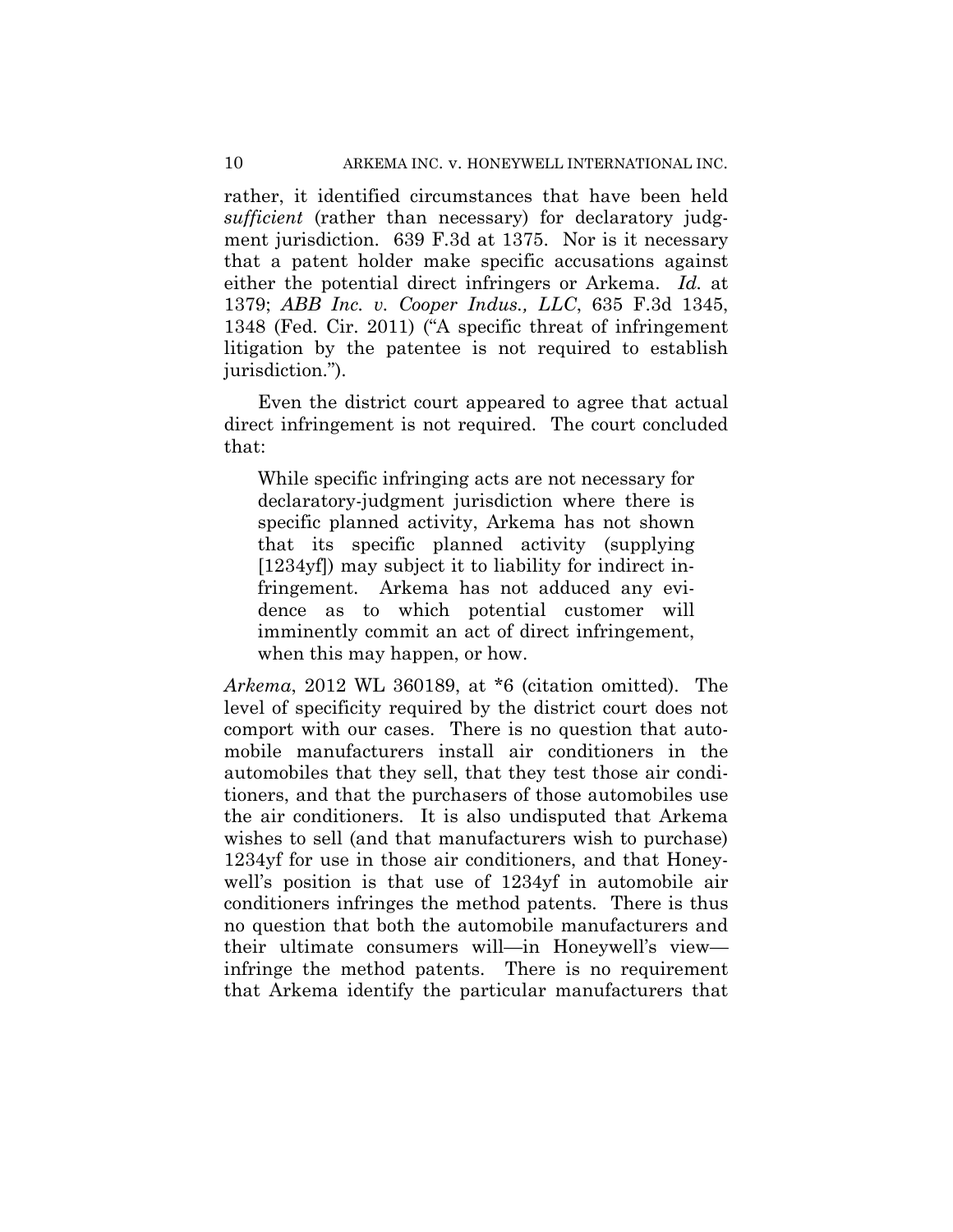rather, it identified circumstances that have been held *sufficient* (rather than necessary) for declaratory judgment jurisdiction. 639 F.3d at 1375. Nor is it necessary that a patent holder make specific accusations against either the potential direct infringers or Arkema. *Id.* at 1379; *ABB Inc. v. Cooper Indus., LLC*, 635 F.3d 1345, 1348 (Fed. Cir. 2011) ("A specific threat of infringement litigation by the patentee is not required to establish jurisdiction.").

Even the district court appeared to agree that actual direct infringement is not required. The court concluded that:

> While specific infringing acts are not necessary for declaratory-judgment jurisdiction where there is specific planned activity, Arkema has not shown that its specific planned activity (supplying [1234yf]) may subject it to liability for indirect infringement. Arkema has not adduced any evidence as to which potential customer will imminently commit an act of direct infringement, when this may happen, or how.

*Arkema*, 2012 WL 360189, at *6 (citation omitted). The level of specificity required by the district court does not comport with our cases. There is no question that automobile manufacturers install air conditioners in the automobiles that they sell, that they test those air conditioners, and that the purchasers of those automobiles use the air conditioners. It is also undisputed that Arkema wishes to sell (and that manufacturers wish to purchase) 1234yf for use in those air conditioners, and that Honeywell's position is that use of 1234yf in automobile air conditioners infringes the method patents. There is thus no question that both the automobile manufacturers and their ultimate consumers will—in Honeywell's view—infringe the method patents. There is no requirement that Arkema identify the particular manufacturers that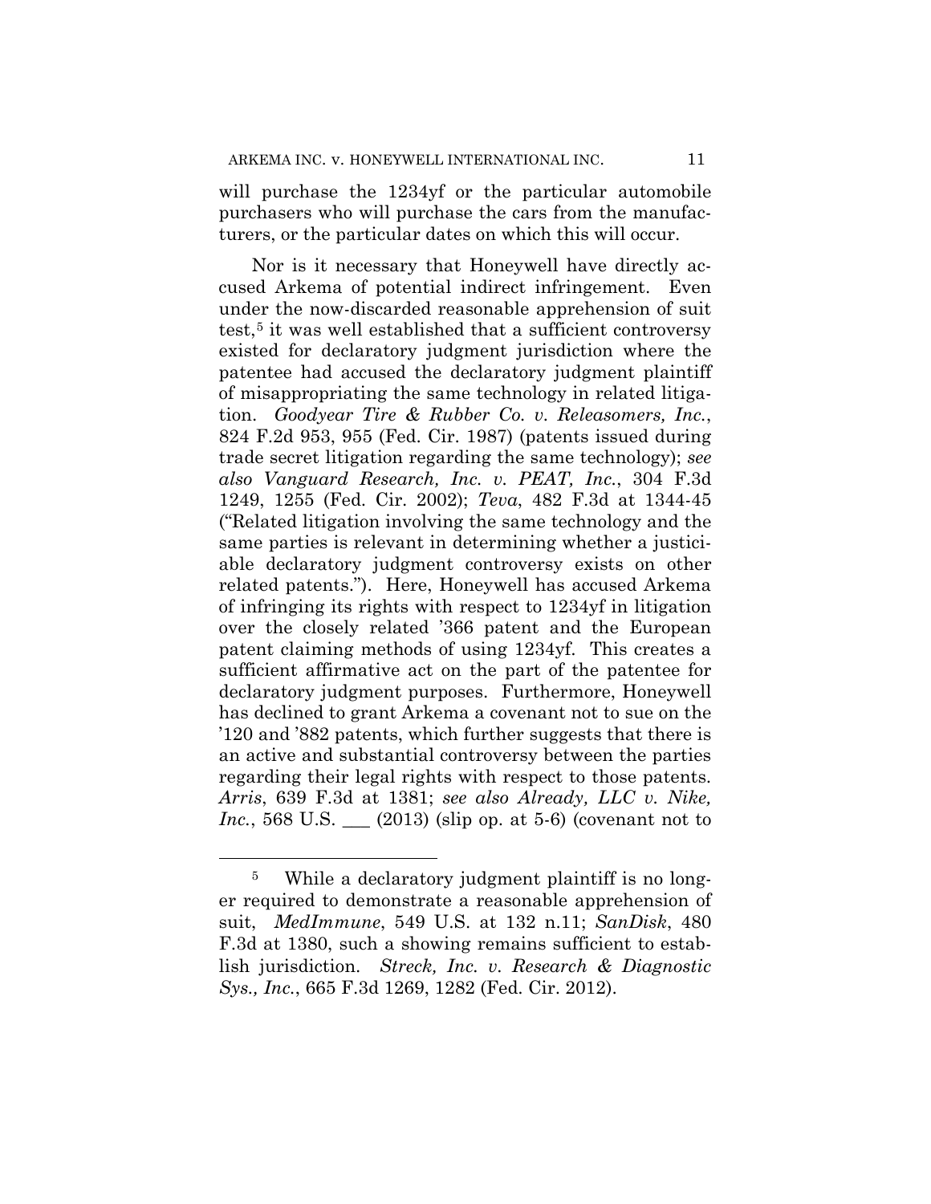will purchase the 1234yf or the particular automobile purchasers who will purchase the cars from the manufacturers, or the particular dates on which this will occur.

Nor is it necessary that Honeywell have directly accused Arkema of potential indirect infringement. Even under the now-discarded reasonable apprehension of suit test,[5] it was well established that a sufficient controversy existed for declaratory judgment jurisdiction where the patentee had accused the declaratory judgment plaintiff of misappropriating the same technology in related litigation. *Goodyear Tire & Rubber Co. v. Releasomers, Inc.*, 824 F.2d 953, 955 (Fed. Cir. 1987) (patents issued during trade secret litigation regarding the same technology); *see also Vanguard Research, Inc. v. PEAT, Inc.*, 304 F.3d 1249, 1255 (Fed. Cir. 2002); *Teva*, 482 F.3d at 1344-45 ("Related litigation involving the same technology and the same parties is relevant in determining whether a justiciable declaratory judgment controversy exists on other related patents."). Here, Honeywell has accused Arkema of infringing its rights with respect to 1234yf in litigation over the closely related '366 patent and the European patent claiming methods of using 1234yf. This creates a sufficient affirmative act on the part of the patentee for declaratory judgment purposes. Furthermore, Honeywell has declined to grant Arkema a covenant not to sue on the '120 and '882 patents, which further suggests that there is an active and substantial controversy between the parties regarding their legal rights with respect to those patents. *Arris*, 639 F.3d at 1381; *see also Already, LLC v. Nike, Inc.*, 568 U.S. ___ (2013) (slip op. at 5-6) (covenant not to

[5] While a declaratory judgment plaintiff is no longer required to demonstrate a reasonable apprehension of suit, *MedImmune*, 549 U.S. at 132 n.11; *SanDisk*, 480 F.3d at 1380, such a showing remains sufficient to establish jurisdiction. *Streck, Inc. v. Research & Diagnostic Sys., Inc.*, 665 F.3d 1269, 1282 (Fed. Cir. 2012).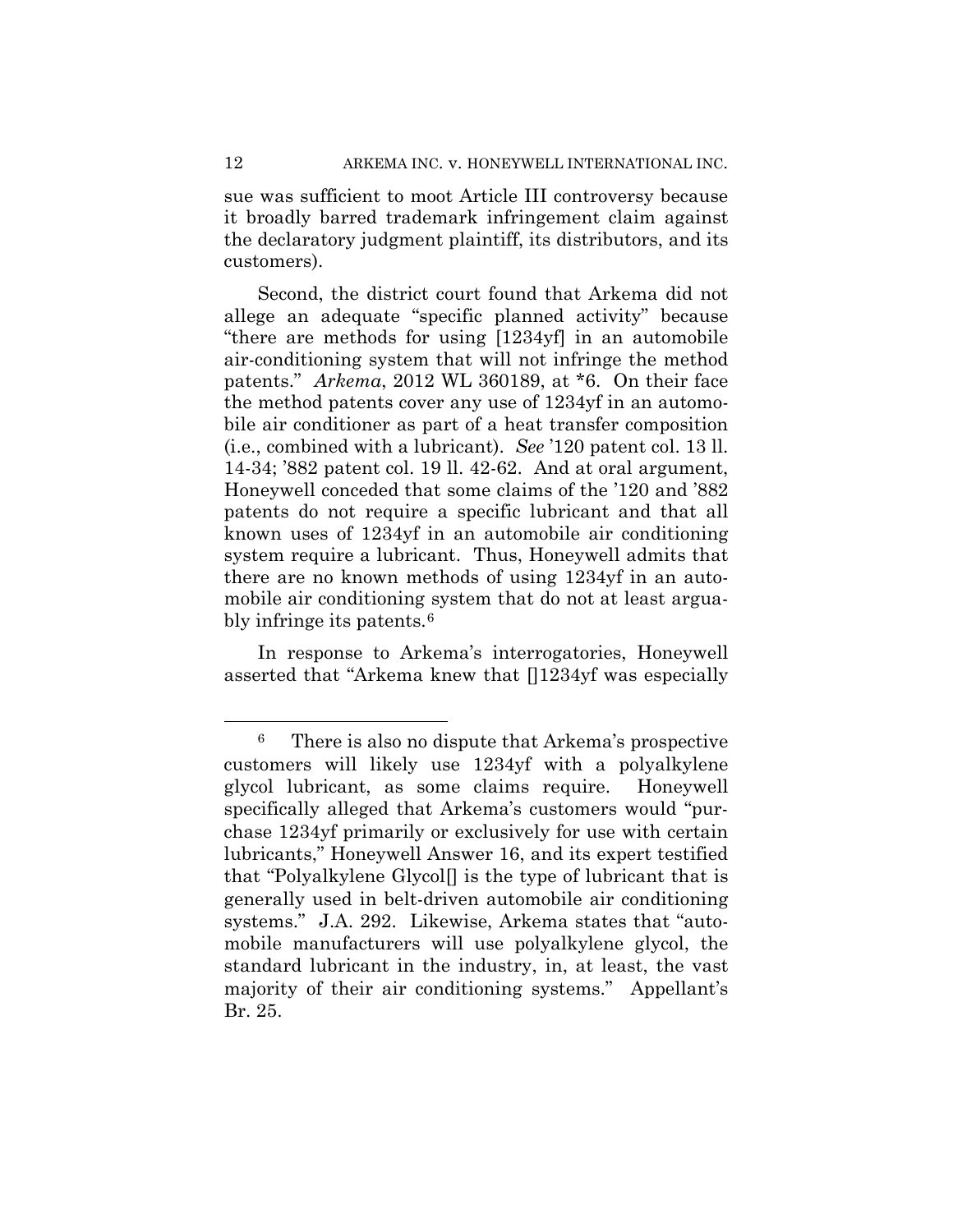sue was sufficient to moot Article III controversy because it broadly barred trademark infringement claim against the declaratory judgment plaintiff, its distributors, and its customers).

Second, the district court found that Arkema did not allege an adequate "specific planned activity" because "there are methods for using [1234yf] in an automobile air-conditioning system that will not infringe the method patents." *Arkema*, 2012 WL 360189, at \*6. On their face the method patents cover any use of 1234yf in an automobile air conditioner as part of a heat transfer composition (i.e., combined with a lubricant). *See* '120 patent col. 13 ll. 14-34; '882 patent col. 19 ll. 42-62. And at oral argument, Honeywell conceded that some claims of the '120 and '882 patents do not require a specific lubricant and that all known uses of 1234yf in an automobile air conditioning system require a lubricant. Thus, Honeywell admits that there are no known methods of using 1234yf in an automobile air conditioning system that do not at least arguably infringe its patents.[6]

In response to Arkema's interrogatories, Honeywell asserted that "Arkema knew that []1234yf was especially

---

[6] There is also no dispute that Arkema's prospective customers will likely use 1234yf with a polyalkylene glycol lubricant, as some claims require. Honeywell specifically alleged that Arkema's customers would "purchase 1234yf primarily or exclusively for use with certain lubricants," Honeywell Answer 16, and its expert testified that "Polyalkylene Glycol[] is the type of lubricant that is generally used in belt-driven automobile air conditioning systems." J.A. 292. Likewise, Arkema states that "automobile manufacturers will use polyalkylene glycol, the standard lubricant in the industry, in, at least, the vast majority of their air conditioning systems." Appellant's Br. 25.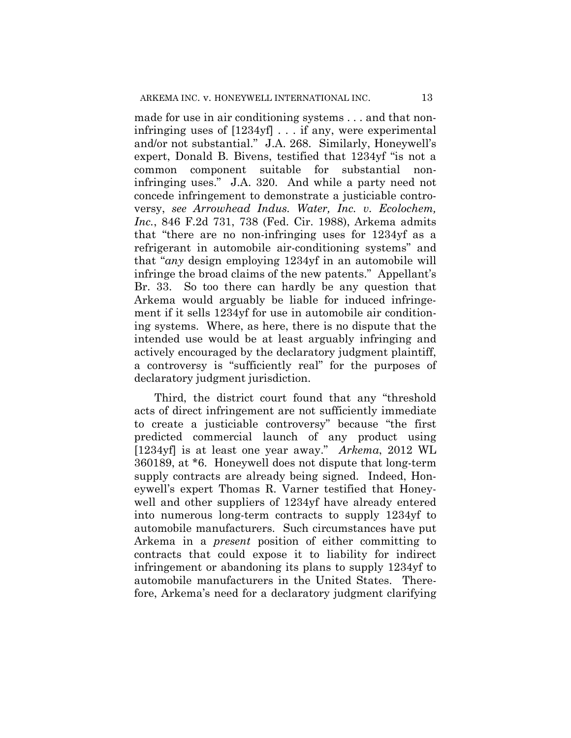made for use in air conditioning systems . . . and that non-infringing uses of [1234yf] . . . if any, were experimental and/or not substantial." J.A. 268. Similarly, Honeywell's expert, Donald B. Bivens, testified that 1234yf "is not a common component suitable for substantial non-infringing uses." J.A. 320. And while a party need not concede infringement to demonstrate a justiciable controversy, *see Arrowhead Indus. Water, Inc. v. Ecolochem, Inc.*, 846 F.2d 731, 738 (Fed. Cir. 1988), Arkema admits that "there are no non-infringing uses for 1234yf as a refrigerant in automobile air-conditioning systems" and that "*any* design employing 1234yf in an automobile will infringe the broad claims of the new patents." Appellant's Br. 33. So too there can hardly be any question that Arkema would arguably be liable for induced infringement if it sells 1234yf for use in automobile air conditioning systems. Where, as here, there is no dispute that the intended use would be at least arguably infringing and actively encouraged by the declaratory judgment plaintiff, a controversy is "sufficiently real" for the purposes of declaratory judgment jurisdiction.

Third, the district court found that any "threshold acts of direct infringement are not sufficiently immediate to create a justiciable controversy" because "the first predicted commercial launch of any product using [1234yf] is at least one year away." *Arkema*, 2012 WL 360189, at \*6. Honeywell does not dispute that long-term supply contracts are already being signed. Indeed, Honeywell's expert Thomas R. Varner testified that Honeywell and other suppliers of 1234yf have already entered into numerous long-term contracts to supply 1234yf to automobile manufacturers. Such circumstances have put Arkema in a *present* position of either committing to contracts that could expose it to liability for indirect infringement or abandoning its plans to supply 1234yf to automobile manufacturers in the United States. Therefore, Arkema's need for a declaratory judgment clarifying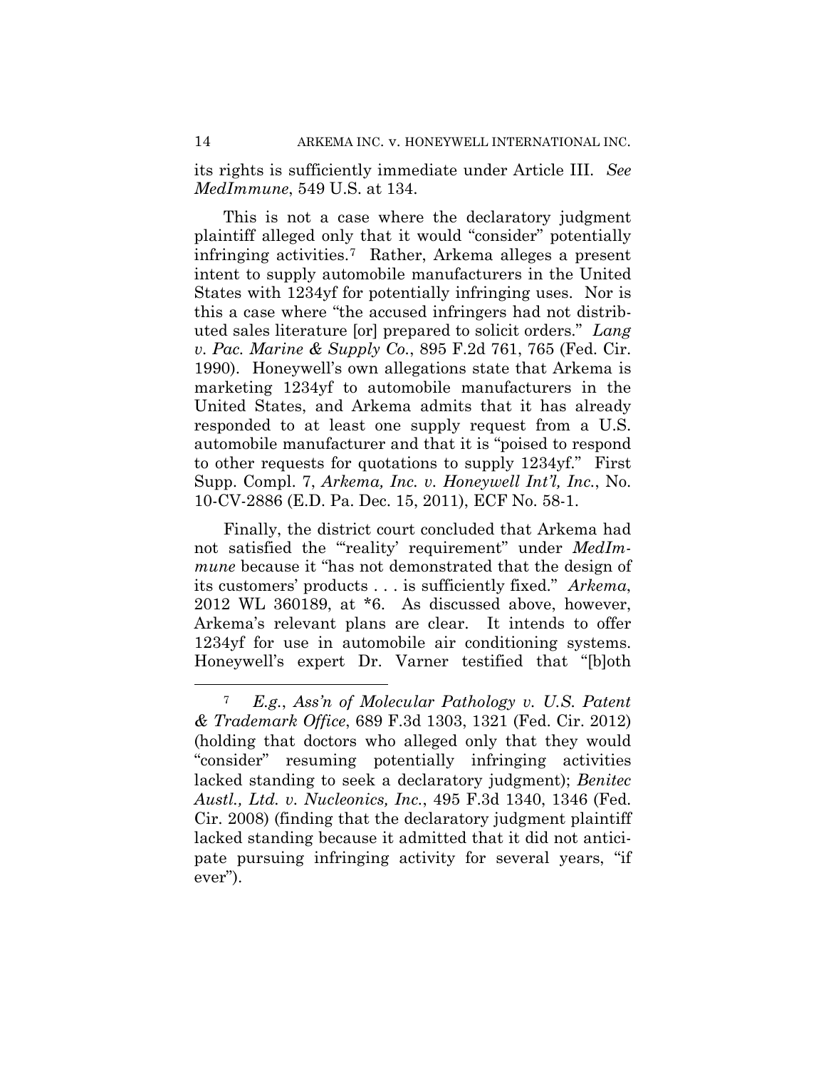its rights is sufficiently immediate under Article III. *See MedImmune*, 549 U.S. at 134.

This is not a case where the declaratory judgment plaintiff alleged only that it would "consider" potentially infringing activities.[7] Rather, Arkema alleges a present intent to supply automobile manufacturers in the United States with 1234yf for potentially infringing uses. Nor is this a case where "the accused infringers had not distributed sales literature [or] prepared to solicit orders." *Lang v. Pac. Marine & Supply Co.*, 895 F.2d 761, 765 (Fed. Cir. 1990). Honeywell's own allegations state that Arkema is marketing 1234yf to automobile manufacturers in the United States, and Arkema admits that it has already responded to at least one supply request from a U.S. automobile manufacturer and that it is "poised to respond to other requests for quotations to supply 1234yf." First Supp. Compl. 7, *Arkema, Inc. v. Honeywell Int'l, Inc.*, No. 10-CV-2886 (E.D. Pa. Dec. 15, 2011), ECF No. 58-1.

Finally, the district court concluded that Arkema had not satisfied the "'reality' requirement" under *MedImmune* because it "has not demonstrated that the design of its customers' products . . . is sufficiently fixed." *Arkema*, 2012 WL 360189, at *6. As discussed above, however, Arkema's relevant plans are clear. It intends to offer 1234yf for use in automobile air conditioning systems. Honeywell's expert Dr. Varner testified that "[b]oth

---

[7] *E.g.*, *Ass'n of Molecular Pathology v. U.S. Patent & Trademark Office*, 689 F.3d 1303, 1321 (Fed. Cir. 2012) (holding that doctors who alleged only that they would "consider" resuming potentially infringing activities lacked standing to seek a declaratory judgment); *Benitec Austl., Ltd. v. Nucleonics, Inc.*, 495 F.3d 1340, 1346 (Fed. Cir. 2008) (finding that the declaratory judgment plaintiff lacked standing because it admitted that it did not anticipate pursuing infringing activity for several years, "if ever").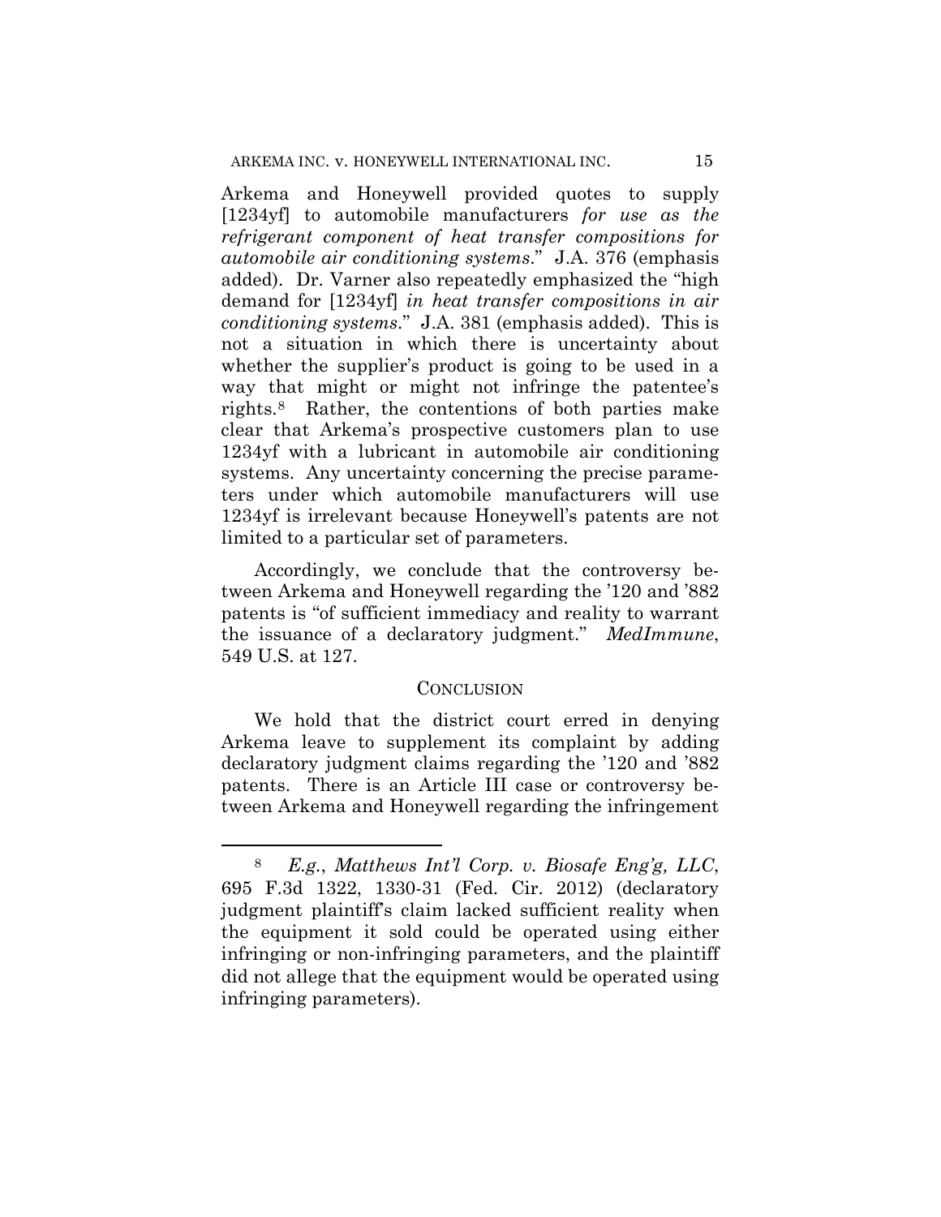Arkema and Honeywell provided quotes to supply [1234yf] to automobile manufacturers *for use as the refrigerant component of heat transfer compositions for automobile air conditioning systems*." J.A. 376 (emphasis added). Dr. Varner also repeatedly emphasized the "high demand for [1234yf] *in heat transfer compositions in air conditioning systems*." J.A. 381 (emphasis added). This is not a situation in which there is uncertainty about whether the supplier's product is going to be used in a way that might or might not infringe the patentee's rights.[8] Rather, the contentions of both parties make clear that Arkema's prospective customers plan to use 1234yf with a lubricant in automobile air conditioning systems. Any uncertainty concerning the precise parameters under which automobile manufacturers will use 1234yf is irrelevant because Honeywell's patents are not limited to a particular set of parameters.

Accordingly, we conclude that the controversy between Arkema and Honeywell regarding the '120 and '882 patents is "of sufficient immediacy and reality to warrant the issuance of a declaratory judgment." *MedImmune*, 549 U.S. at 127.

## CONCLUSION

We hold that the district court erred in denying Arkema leave to supplement its complaint by adding declaratory judgment claims regarding the '120 and '882 patents. There is an Article III case or controversy between Arkema and Honeywell regarding the infringement

---

[8] *E.g.*, *Matthews Int'l Corp. v. Biosafe Eng'g, LLC*, 695 F.3d 1322, 1330-31 (Fed. Cir. 2012) (declaratory judgment plaintiff's claim lacked sufficient reality when the equipment it sold could be operated using either infringing or non-infringing parameters, and the plaintiff did not allege that the equipment would be operated using infringing parameters).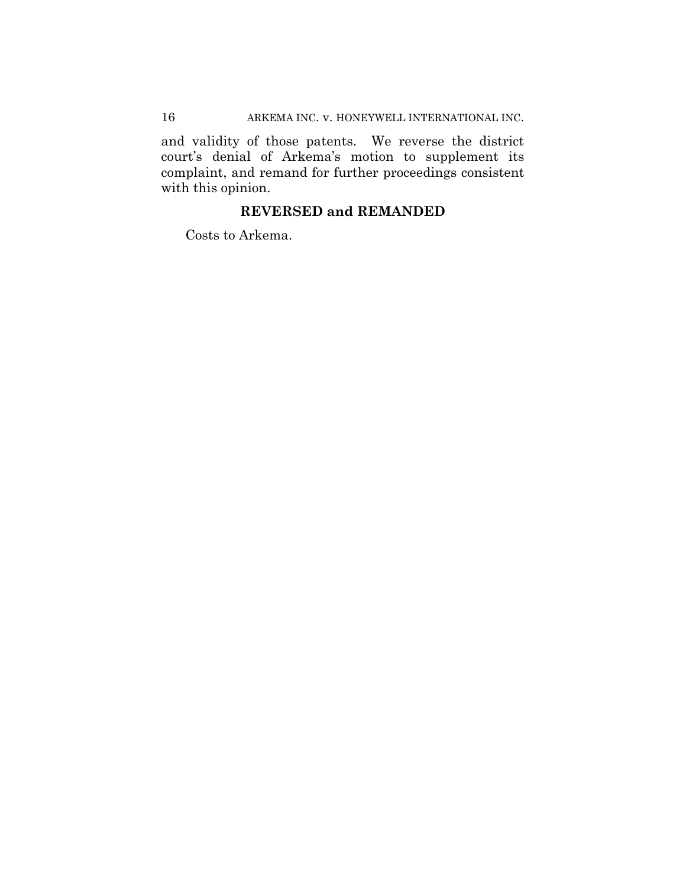and validity of those patents. We reverse the district court's denial of Arkema's motion to supplement its complaint, and remand for further proceedings consistent with this opinion.

**REVERSED and REMANDED**

Costs to Arkema.